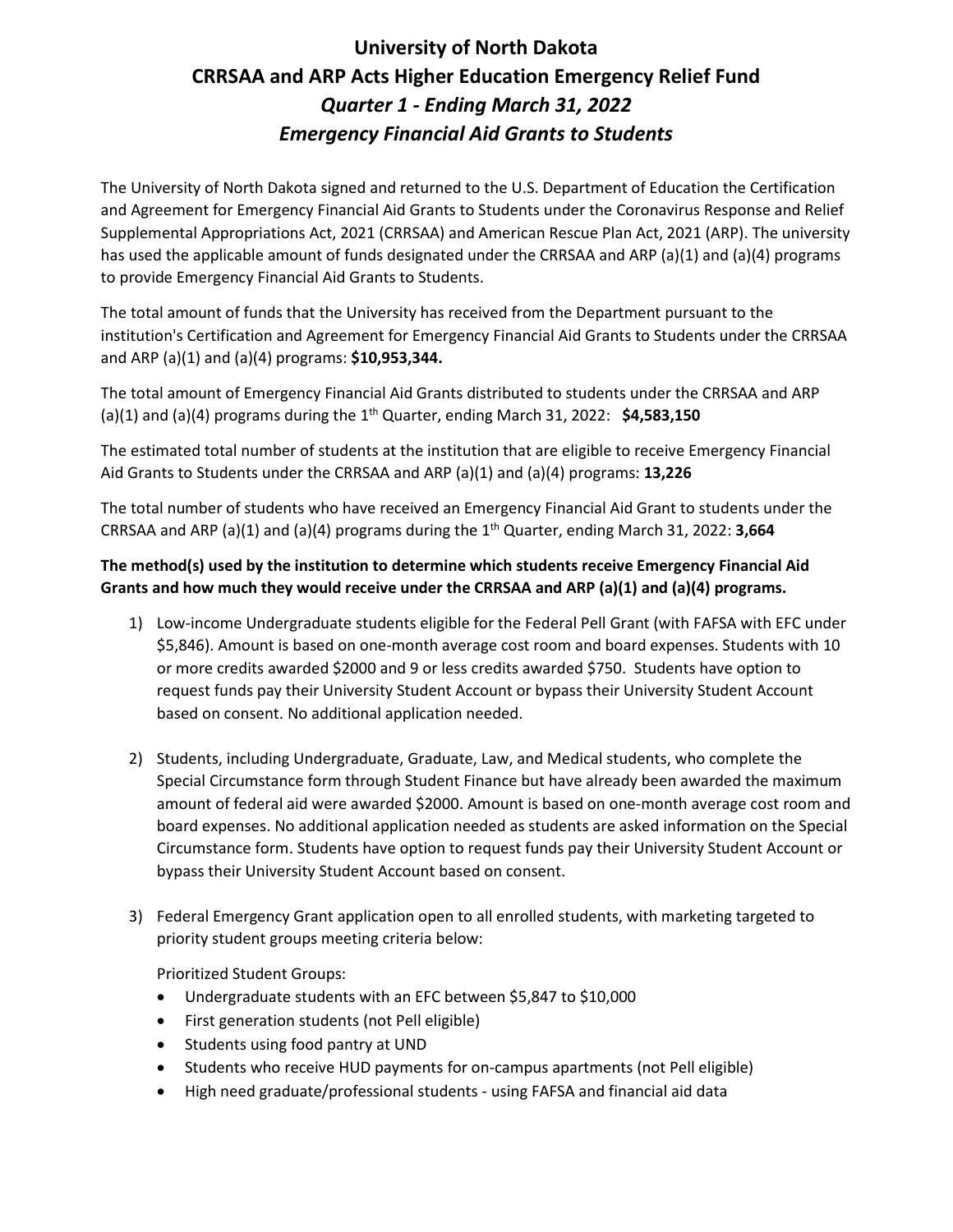# University of North Dakota
# CRRSAA and ARP Acts Higher Education Emergency Relief Fund
## *Quarter 1 - Ending March 31, 2022*
## *Emergency Financial Aid Grants to Students*

The University of North Dakota signed and returned to the U.S. Department of Education the Certification and Agreement for Emergency Financial Aid Grants to Students under the Coronavirus Response and Relief Supplemental Appropriations Act, 2021 (CRRSAA) and American Rescue Plan Act, 2021 (ARP). The university has used the applicable amount of funds designated under the CRRSAA and ARP (a)(1) and (a)(4) programs to provide Emergency Financial Aid Grants to Students.

The total amount of funds that the University has received from the Department pursuant to the institution's Certification and Agreement for Emergency Financial Aid Grants to Students under the CRRSAA and ARP (a)(1) and (a)(4) programs: **$10,953,344.**

The total amount of Emergency Financial Aid Grants distributed to students under the CRRSAA and ARP (a)(1) and (a)(4) programs during the 1th Quarter, ending March 31, 2022: **$4,583,150**

The estimated total number of students at the institution that are eligible to receive Emergency Financial Aid Grants to Students under the CRRSAA and ARP (a)(1) and (a)(4) programs: **13,226**

The total number of students who have received an Emergency Financial Aid Grant to students under the CRRSAA and ARP (a)(1) and (a)(4) programs during the 1th Quarter, ending March 31, 2022: **3,664**

**The method(s) used by the institution to determine which students receive Emergency Financial Aid Grants and how much they would receive under the CRRSAA and ARP (a)(1) and (a)(4) programs.**

1) Low-income Undergraduate students eligible for the Federal Pell Grant (with FAFSA with EFC under $5,846). Amount is based on one-month average cost room and board expenses. Students with 10 or more credits awarded $2000 and 9 or less credits awarded $750. Students have option to request funds pay their University Student Account or bypass their University Student Account based on consent. No additional application needed.

2) Students, including Undergraduate, Graduate, Law, and Medical students, who complete the Special Circumstance form through Student Finance but have already been awarded the maximum amount of federal aid were awarded $2000. Amount is based on one-month average cost room and board expenses. No additional application needed as students are asked information on the Special Circumstance form. Students have option to request funds pay their University Student Account or bypass their University Student Account based on consent.

3) Federal Emergency Grant application open to all enrolled students, with marketing targeted to priority student groups meeting criteria below:

   Prioritized Student Groups:
   - Undergraduate students with an EFC between $5,847 to $10,000
   - First generation students (not Pell eligible)
   - Students using food pantry at UND
   - Students who receive HUD payments for on-campus apartments (not Pell eligible)
   - High need graduate/professional students - using FAFSA and financial aid data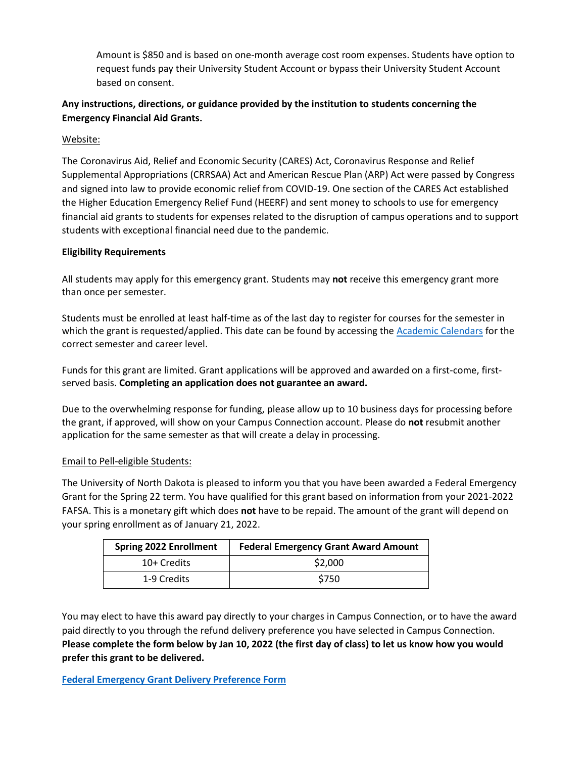Amount is $850 and is based on one-month average cost room expenses. Students have option to request funds pay their University Student Account or bypass their University Student Account based on consent.

**Any instructions, directions, or guidance provided by the institution to students concerning the Emergency Financial Aid Grants.**

Website:

The Coronavirus Aid, Relief and Economic Security (CARES) Act, Coronavirus Response and Relief Supplemental Appropriations (CRRSAA) Act and American Rescue Plan (ARP) Act were passed by Congress and signed into law to provide economic relief from COVID-19. One section of the CARES Act established the Higher Education Emergency Relief Fund (HEERF) and sent money to schools to use for emergency financial aid grants to students for expenses related to the disruption of campus operations and to support students with exceptional financial need due to the pandemic.

**Eligibility Requirements**

All students may apply for this emergency grant. Students may **not** receive this emergency grant more than once per semester.

Students must be enrolled at least half-time as of the last day to register for courses for the semester in which the grant is requested/applied. This date can be found by accessing the Academic Calendars for the correct semester and career level.

Funds for this grant are limited. Grant applications will be approved and awarded on a first-come, first-served basis. **Completing an application does not guarantee an award.**

Due to the overwhelming response for funding, please allow up to 10 business days for processing before the grant, if approved, will show on your Campus Connection account. Please do **not** resubmit another application for the same semester as that will create a delay in processing.

Email to Pell-eligible Students:

The University of North Dakota is pleased to inform you that you have been awarded a Federal Emergency Grant for the Spring 22 term. You have qualified for this grant based on information from your 2021-2022 FAFSA. This is a monetary gift which does **not** have to be repaid. The amount of the grant will depend on your spring enrollment as of January 21, 2022.

| Spring 2022 Enrollment | Federal Emergency Grant Award Amount |
|---|---|
| 10+ Credits | $2,000 |
| 1-9 Credits | $750 |

You may elect to have this award pay directly to your charges in Campus Connection, or to have the award paid directly to you through the refund delivery preference you have selected in Campus Connection. **Please complete the form below by Jan 10, 2022 (the first day of class) to let us know how you would prefer this grant to be delivered.**

**Federal Emergency Grant Delivery Preference Form**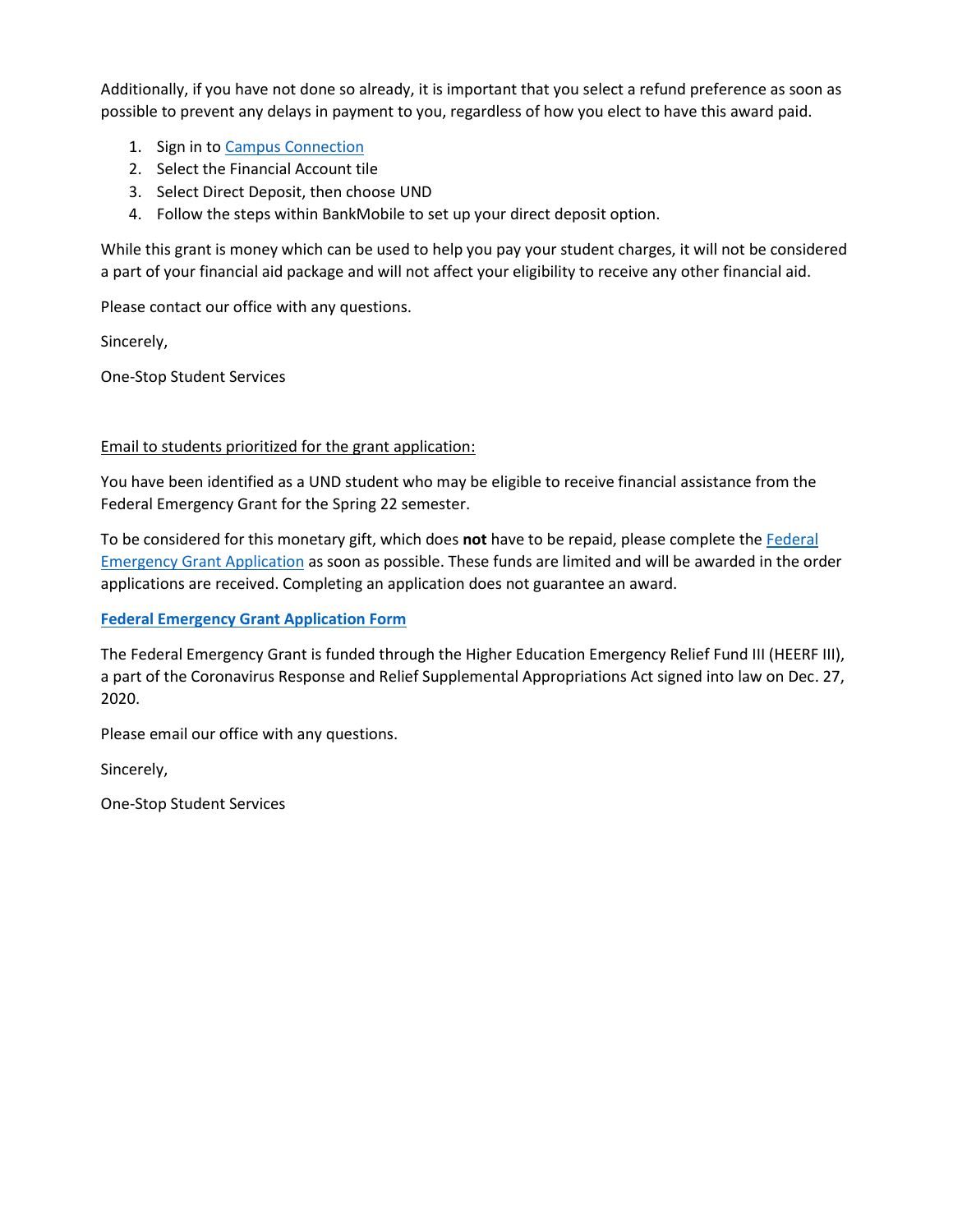Additionally, if you have not done so already, it is important that you select a refund preference as soon as possible to prevent any delays in payment to you, regardless of how you elect to have this award paid.

1. Sign in to Campus Connection
2. Select the Financial Account tile
3. Select Direct Deposit, then choose UND
4. Follow the steps within BankMobile to set up your direct deposit option.

While this grant is money which can be used to help you pay your student charges, it will not be considered a part of your financial aid package and will not affect your eligibility to receive any other financial aid.

Please contact our office with any questions.

Sincerely,

One-Stop Student Services

Email to students prioritized for the grant application:

You have been identified as a UND student who may be eligible to receive financial assistance from the Federal Emergency Grant for the Spring 22 semester.

To be considered for this monetary gift, which does **not** have to be repaid, please complete the Federal Emergency Grant Application as soon as possible. These funds are limited and will be awarded in the order applications are received. Completing an application does not guarantee an award.

**Federal Emergency Grant Application Form**

The Federal Emergency Grant is funded through the Higher Education Emergency Relief Fund III (HEERF III), a part of the Coronavirus Response and Relief Supplemental Appropriations Act signed into law on Dec. 27, 2020.

Please email our office with any questions.

Sincerely,

One-Stop Student Services